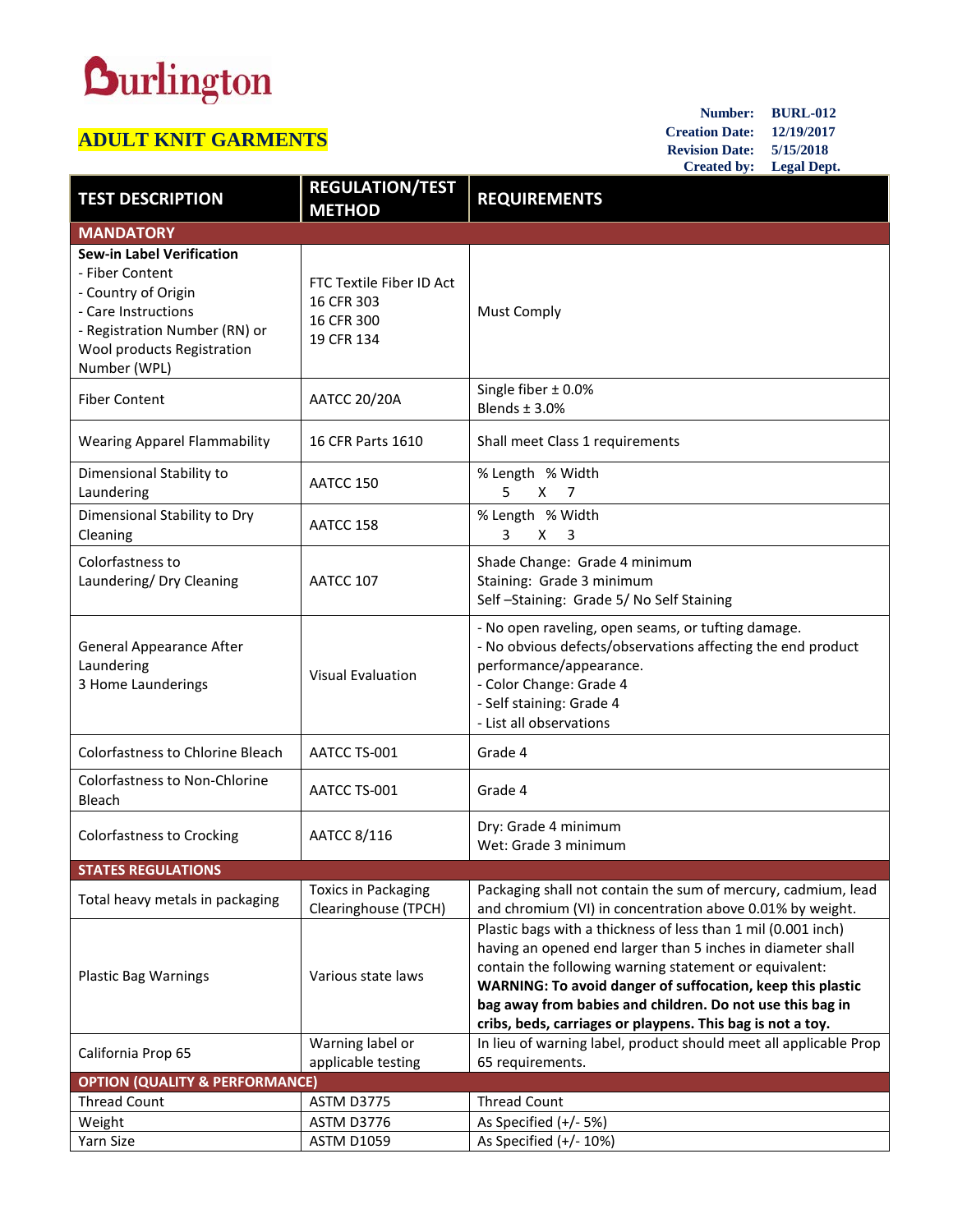Burlington

# ADULT KNIT GARMENTS

**Number:** BURL-012
**Creation Date:** 12/19/2017
**Revision Date:** 5/15/2018
**Created by:** Legal Dept.

| TEST DESCRIPTION | REGULATION/TEST METHOD | REQUIREMENTS |
|---|---|---|
| **MANDATORY** | | |
| **Sew-in Label Verification**<br>- Fiber Content<br>- Country of Origin<br>- Care Instructions<br>- Registration Number (RN) or Wool products Registration Number (WPL) | FTC Textile Fiber ID Act<br>16 CFR 303<br>16 CFR 300<br>19 CFR 134 | Must Comply |
| Fiber Content | AATCC 20/20A | Single fiber ± 0.0%<br>Blends ± 3.0% |
| Wearing Apparel Flammability | 16 CFR Parts 1610 | Shall meet Class 1 requirements |
| Dimensional Stability to Laundering | AATCC 150 | % Length % Width<br>5 X 7 |
| Dimensional Stability to Dry Cleaning | AATCC 158 | % Length % Width<br>3 X 3 |
| Colorfastness to Laundering/ Dry Cleaning | AATCC 107 | Shade Change: Grade 4 minimum<br>Staining: Grade 3 minimum<br>Self –Staining: Grade 5/ No Self Staining |
| General Appearance After Laundering<br>3 Home Launderings | Visual Evaluation | - No open raveling, open seams, or tufting damage.<br>- No obvious defects/observations affecting the end product performance/appearance.<br>- Color Change: Grade 4<br>- Self staining: Grade 4<br>- List all observations |
| Colorfastness to Chlorine Bleach | AATCC TS-001 | Grade 4 |
| Colorfastness to Non-Chlorine Bleach | AATCC TS-001 | Grade 4 |
| Colorfastness to Crocking | AATCC 8/116 | Dry: Grade 4 minimum<br>Wet: Grade 3 minimum |
| **STATES REGULATIONS** | | |
| Total heavy metals in packaging | Toxics in Packaging Clearinghouse (TPCH) | Packaging shall not contain the sum of mercury, cadmium, lead and chromium (VI) in concentration above 0.01% by weight. |
| Plastic Bag Warnings | Various state laws | Plastic bags with a thickness of less than 1 mil (0.001 inch) having an opened end larger than 5 inches in diameter shall contain the following warning statement or equivalent:<br>**WARNING: To avoid danger of suffocation, keep this plastic bag away from babies and children. Do not use this bag in cribs, beds, carriages or playpens. This bag is not a toy.** |
| California Prop 65 | Warning label or applicable testing | In lieu of warning label, product should meet all applicable Prop 65 requirements. |
| **OPTION (QUALITY & PERFORMANCE)** | | |
| Thread Count | ASTM D3775 | Thread Count |
| Weight | ASTM D3776 | As Specified (+/- 5%) |
| Yarn Size | ASTM D1059 | As Specified (+/- 10%) |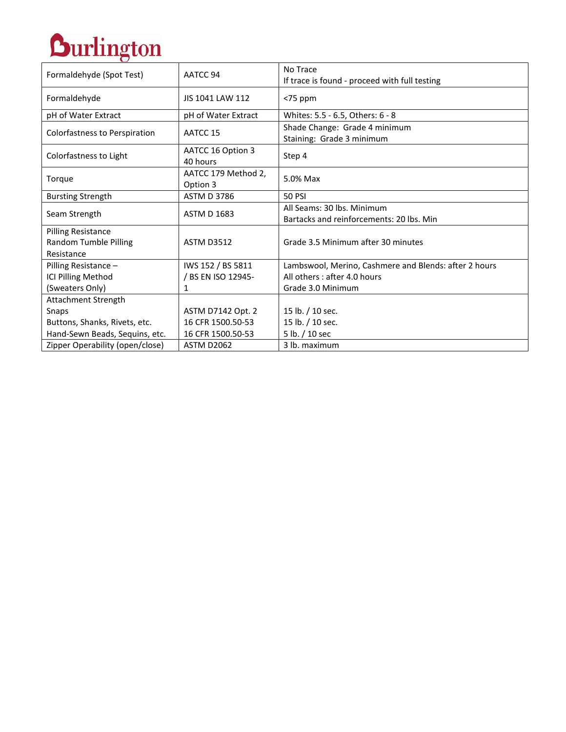Burlington

| | | |
|---|---|---|
| Formaldehyde (Spot Test) | AATCC 94 | No Trace<br>If trace is found - proceed with full testing |
| Formaldehyde | JIS 1041 LAW 112 | <75 ppm |
| pH of Water Extract | pH of Water Extract | Whites: 5.5 - 6.5, Others: 6 - 8 |
| Colorfastness to Perspiration | AATCC 15 | Shade Change: Grade 4 minimum<br>Staining: Grade 3 minimum |
| Colorfastness to Light | AATCC 16 Option 3<br>40 hours | Step 4 |
| Torque | AATCC 179 Method 2, Option 3 | 5.0% Max |
| Bursting Strength | ASTM D 3786 | 50 PSI |
| Seam Strength | ASTM D 1683 | All Seams: 30 lbs. Minimum<br>Bartacks and reinforcements: 20 lbs. Min |
| Pilling Resistance<br>Random Tumble Pilling Resistance | ASTM D3512 | Grade 3.5 Minimum after 30 minutes |
| Pilling Resistance –<br>ICI Pilling Method<br>(Sweaters Only) | IWS 152 / BS 5811 / BS EN ISO 12945-1 | Lambswool, Merino, Cashmere and Blends: after 2 hours<br>All others : after 4.0 hours<br>Grade 3.0 Minimum |
| Attachment Strength<br>Snaps<br>Buttons, Shanks, Rivets, etc.<br>Hand-Sewn Beads, Sequins, etc. | <br>ASTM D7142 Opt. 2<br>16 CFR 1500.50-53<br>16 CFR 1500.50-53 | <br>15 lb. / 10 sec.<br>15 lb. / 10 sec.<br>5 lb. / 10 sec |
| Zipper Operability (open/close) | ASTM D2062 | 3 lb. maximum |